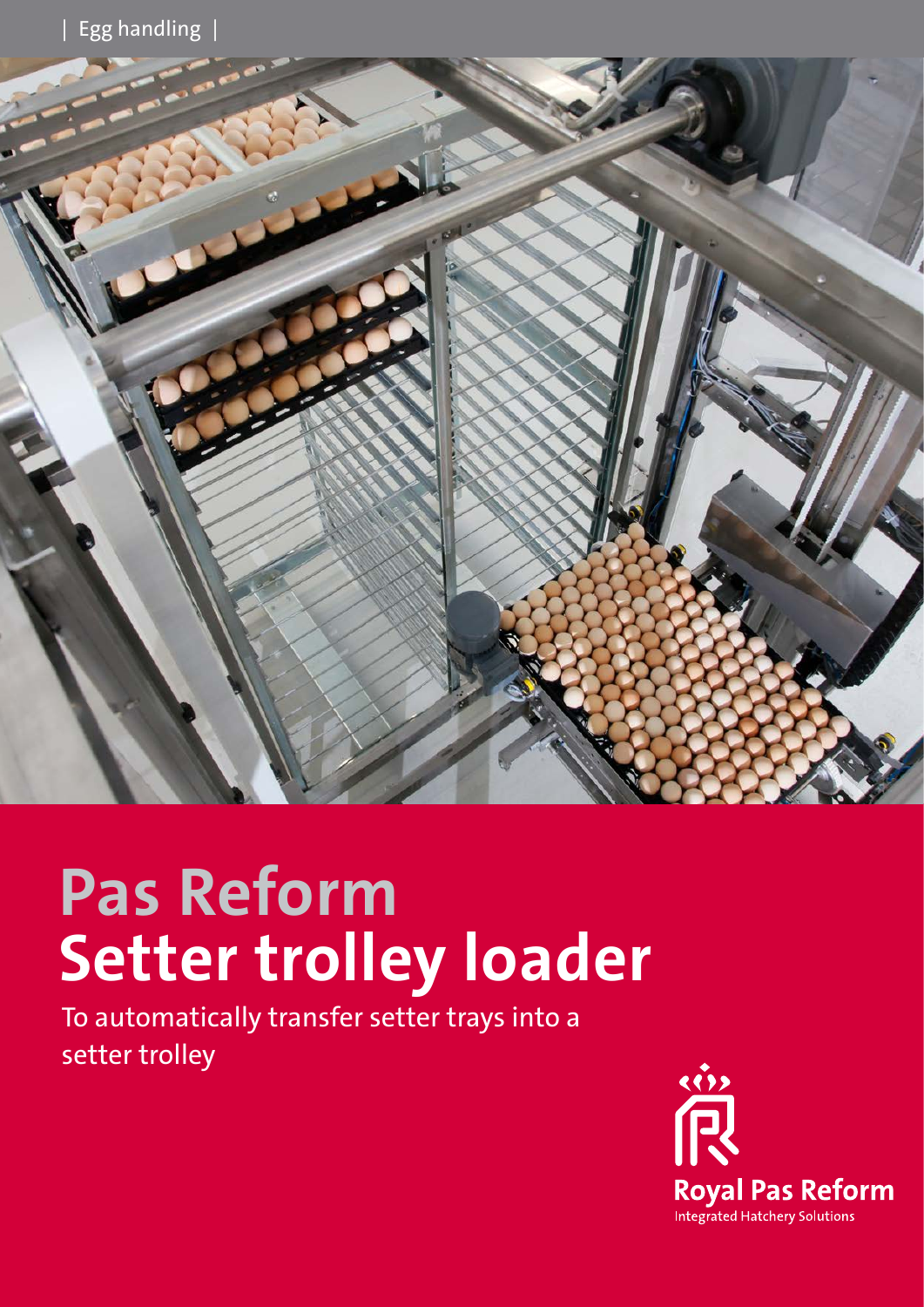| Egg handling |

# Pas Reform
# Setter trolley loader

To automatically transfer setter trays into a setter trolley

**Royal Pas Reform**
Integrated Hatchery Solutions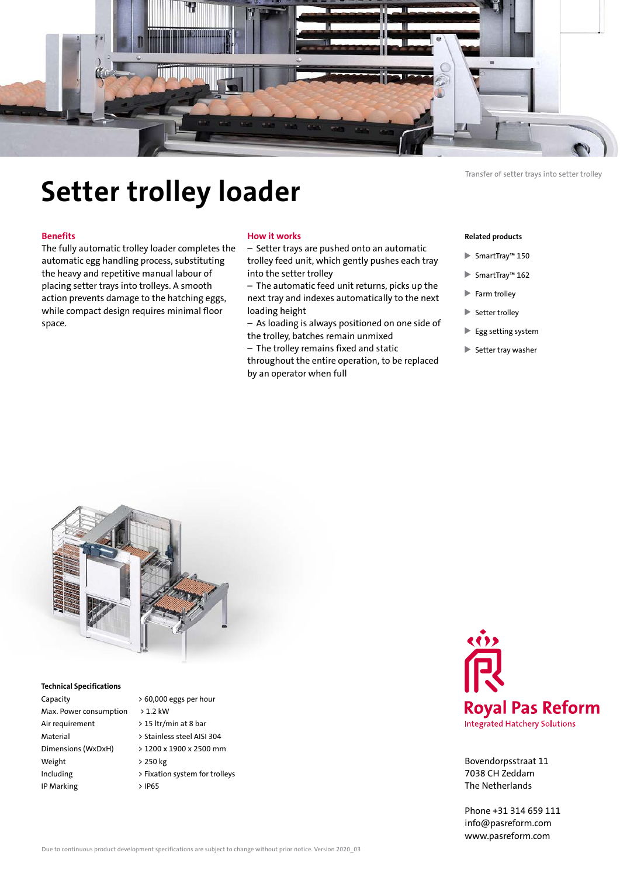Transfer of setter trays into setter trolley

# Setter trolley loader

## Benefits

The fully automatic trolley loader completes the automatic egg handling process, substituting the heavy and repetitive manual labour of placing setter trays into trolleys. A smooth action prevents damage to the hatching eggs, while compact design requires minimal floor space.

## How it works

– Setter trays are pushed onto an automatic trolley feed unit, which gently pushes each tray into the setter trolley
– The automatic feed unit returns, picks up the next tray and indexes automatically to the next loading height
– As loading is always positioned on one side of the trolley, batches remain unmixed
– The trolley remains fixed and static throughout the entire operation, to be replaced by an operator when full

**Related products**

- SmartTray™ 150
- SmartTray™ 162
- Farm trolley
- Setter trolley
- Egg setting system
- Setter tray washer

**Technical Specifications**

| | |
|---|---|
| Capacity | > 60,000 eggs per hour |
| Max. Power consumption | > 1.2 kW |
| Air requirement | > 15 ltr/min at 8 bar |
| Material | > Stainless steel AISI 304 |
| Dimensions (WxDxH) | > 1200 x 1900 x 2500 mm |
| Weight | > 250 kg |
| Including | > Fixation system for trolleys |
| IP Marking | > IP65 |

Royal Pas Reform
Integrated Hatchery Solutions

Bovendorpsstraat 11
7038 CH Zeddam
The Netherlands

Phone +31 314 659 111
info@pasreform.com
www.pasreform.com

Due to continuous product development specifications are subject to change without prior notice. Version 2020_03